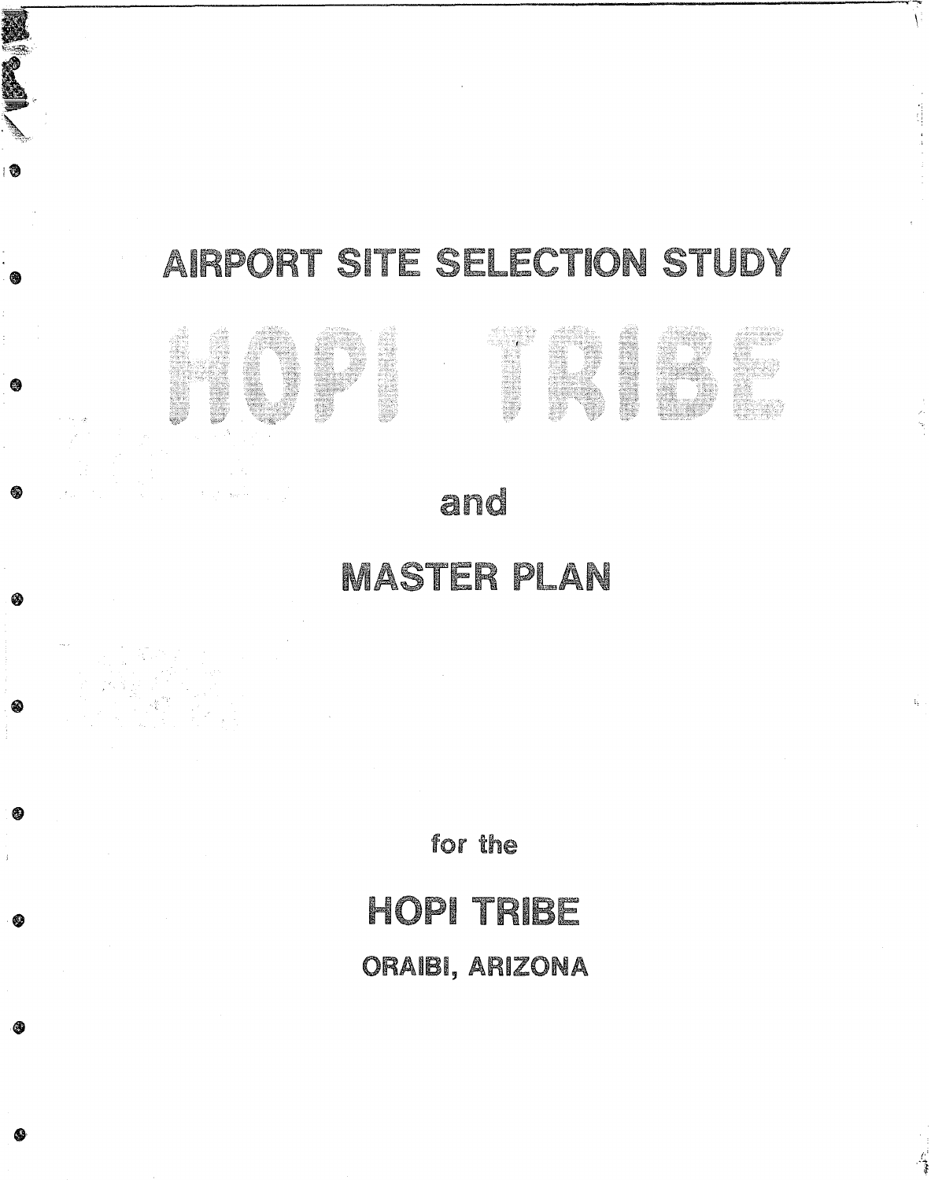# AIRPORT SITE SELECTION STUDY

# HOPI TRIBE

## and

## MASTER PLAN

for the

## HOPI TRIBE

### ORAIBI, ARIZONA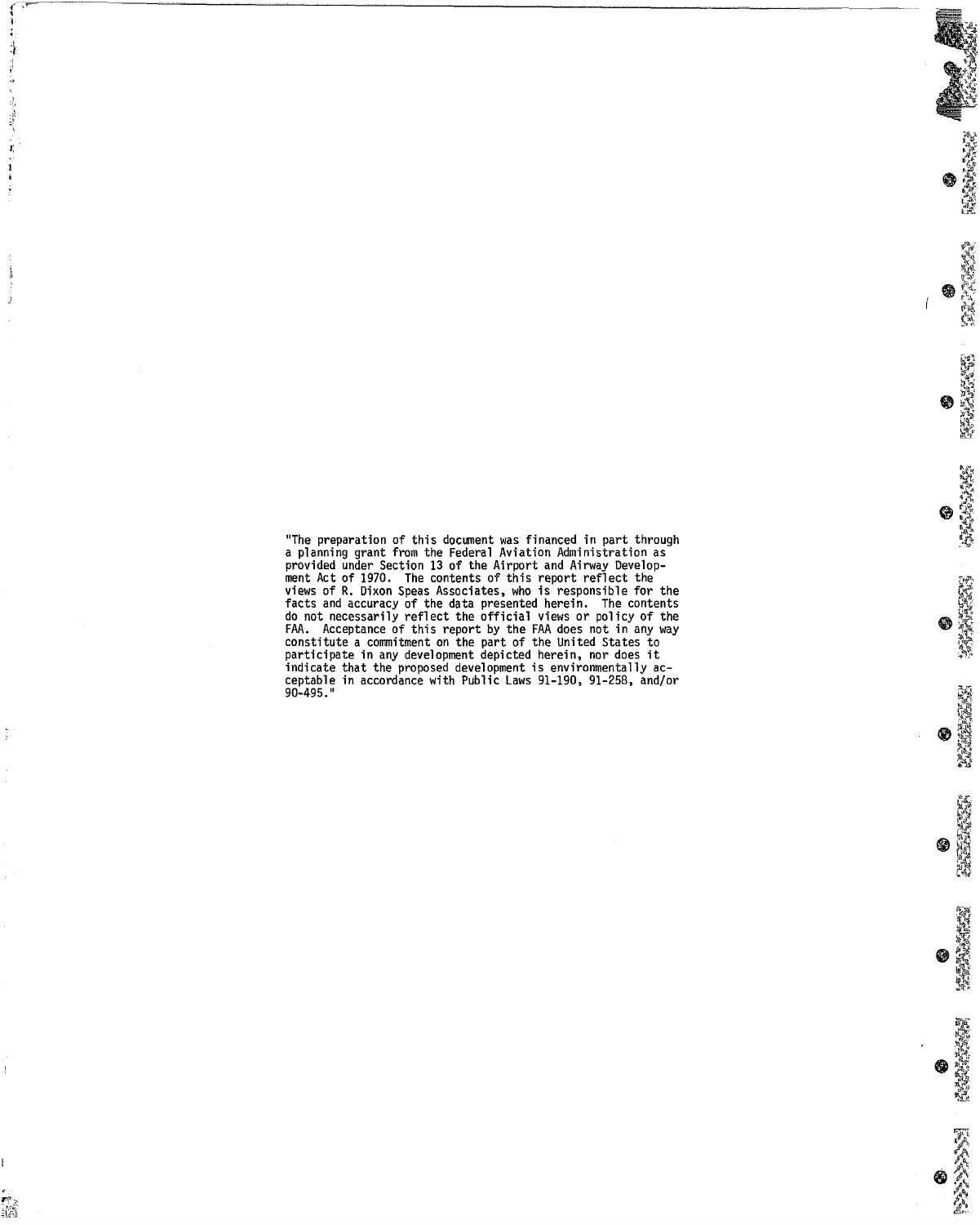"The preparation of this document was financed in part through a planning grant from the Federal Aviation Administration as provided under Section 13 of the Airport and Airway Development Act of 1970. The contents of this report reflect the views of R. Dixon Speas Associates, who is responsible for the facts and accuracy of the data presented herein. The contents do not necessarily reflect the official views or policy of the FAA. Acceptance of this report by the FAA does not in any way constitute a commitment on the part of the United States to participate in any development depicted herein, nor does it indicate that the proposed development is environmentally acceptable in accordance with Public Laws 91-190, 91-258, and/or 90-495."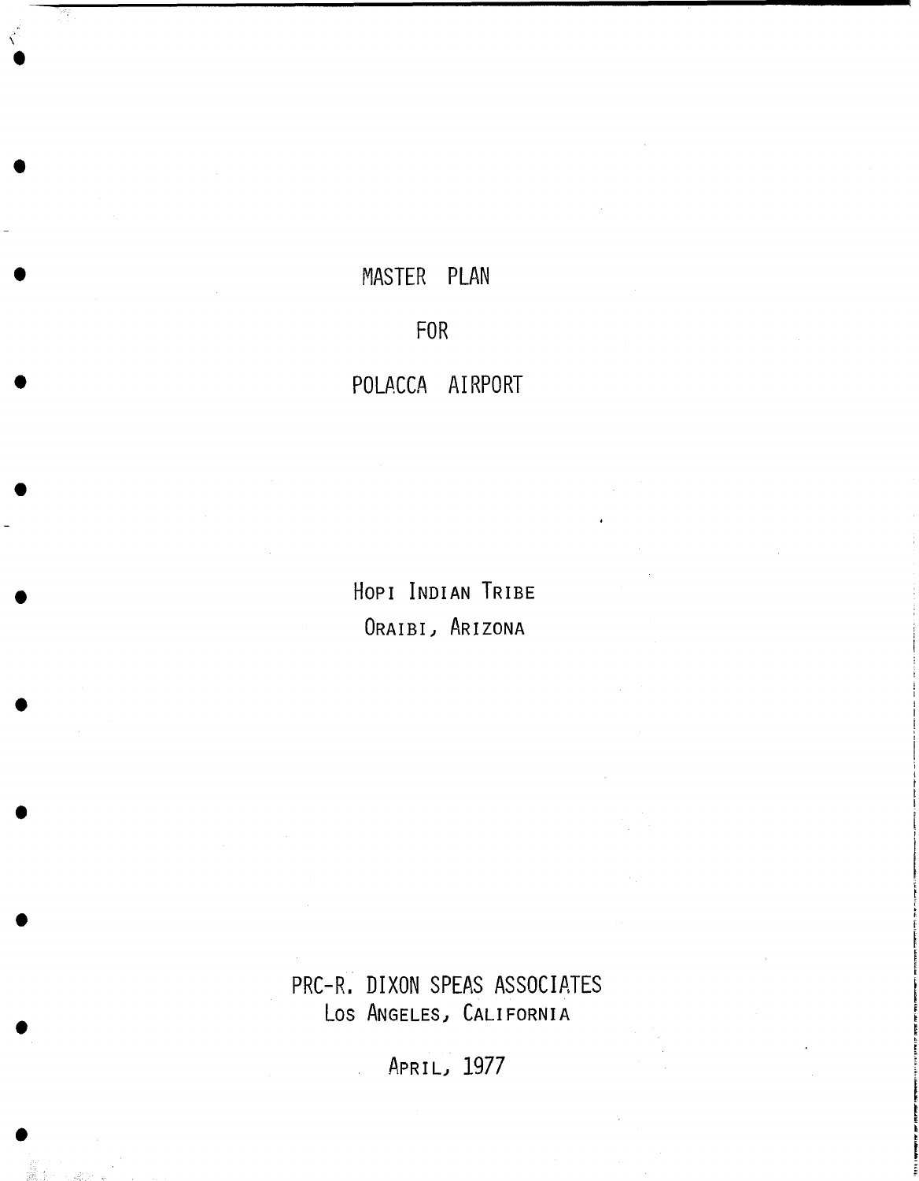# MASTER PLAN

# FOR

# POLACCA AIRPORT

HOPI INDIAN TRIBE
ORAIBI, ARIZONA

PRC-R. DIXON SPEAS ASSOCIATES
LOS ANGELES, CALIFORNIA

APRIL, 1977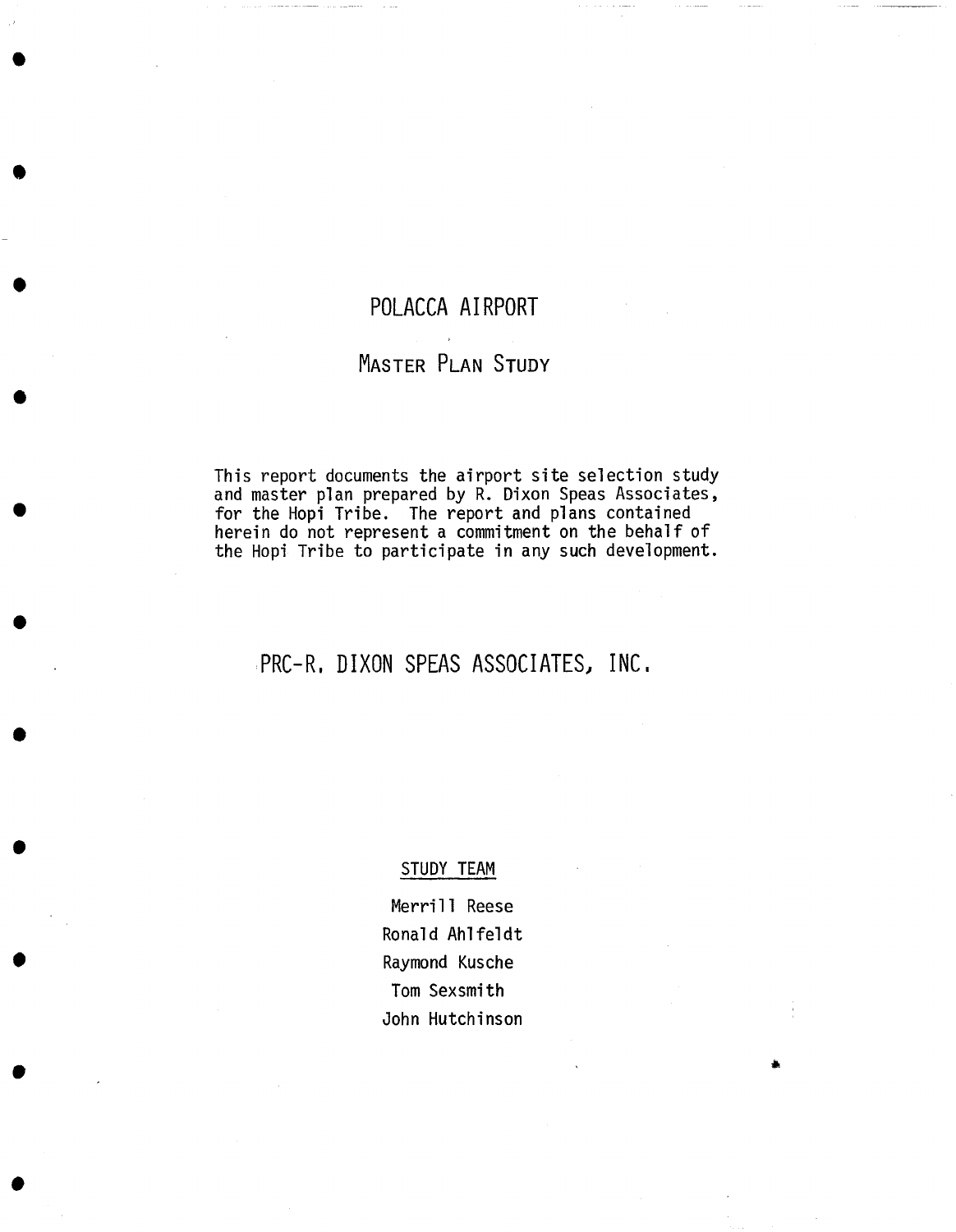# POLACCA AIRPORT

## MASTER PLAN STUDY

This report documents the airport site selection study and master plan prepared by R. Dixon Speas Associates, for the Hopi Tribe. The report and plans contained herein do not represent a commitment on the behalf of the Hopi Tribe to participate in any such development.

## PRC-R. DIXON SPEAS ASSOCIATES, INC.

STUDY TEAM

Merrill Reese
Ronald Ahlfeldt
Raymond Kusche
Tom Sexsmith
John Hutchinson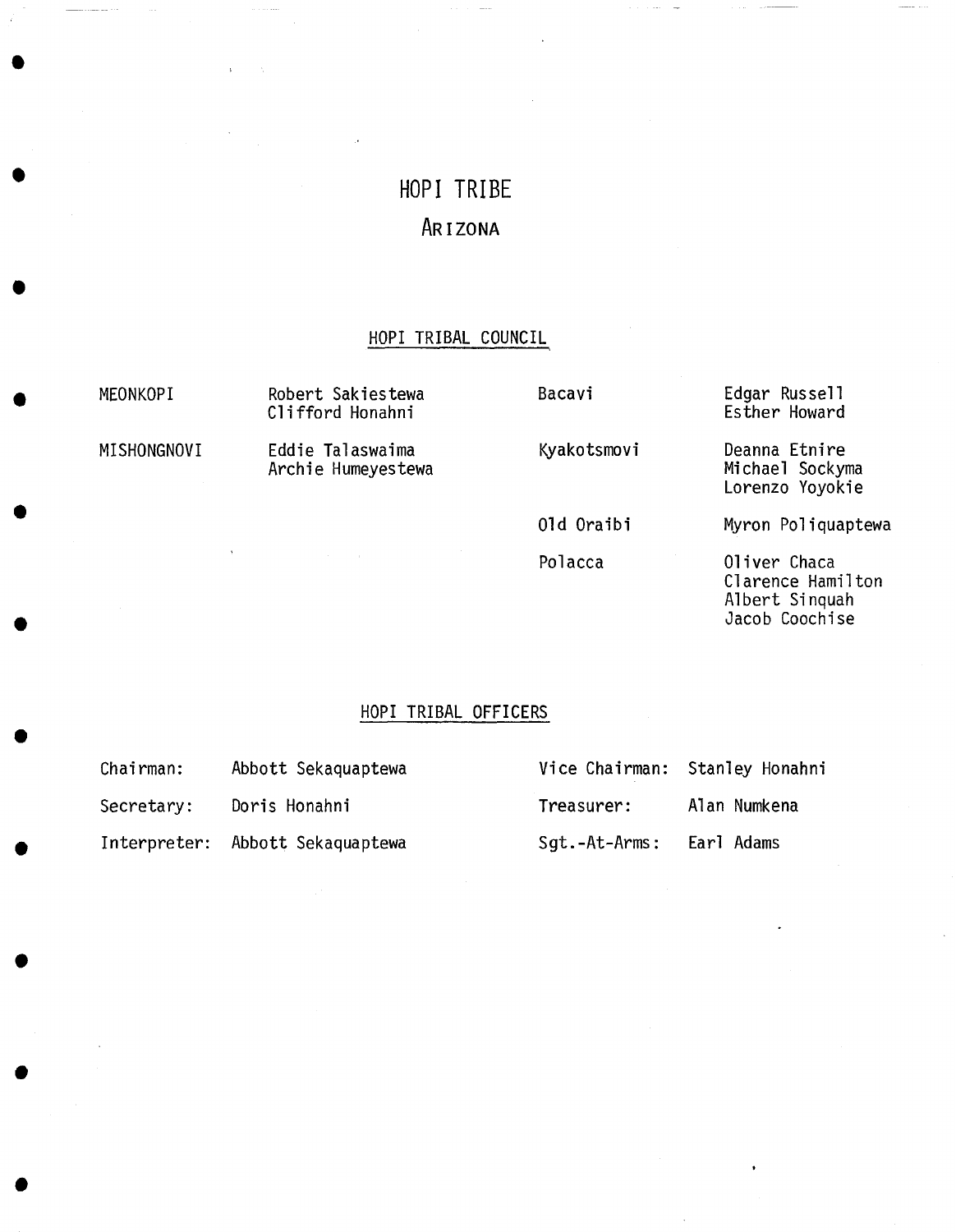# HOPI TRIBE

## ARIZONA

### HOPI TRIBAL COUNCIL

| Village | Representatives |
| --- | --- |
| MEONKOPI | Robert Sakiestewa<br>Clifford Honahni |
| MISHONGNOVI | Eddie Talaswaima<br>Archie Humeyestewa |
| Bacavi | Edgar Russell<br>Esther Howard |
| Kyakotsmovi | Deanna Etnire<br>Michael Sockyma<br>Lorenzo Yoyokie |
| Old Oraibi | Myron Poliquaptewa |
| Polacca | Oliver Chaca<br>Clarence Hamilton<br>Albert Sinquah<br>Jacob Coochise |

### HOPI TRIBAL OFFICERS

| | | | |
| --- | --- | --- | --- |
| Chairman: | Abbott Sekaquaptewa | Vice Chairman: | Stanley Honahni |
| Secretary: | Doris Honahni | Treasurer: | Alan Numkena |
| Interpreter: | Abbott Sekaquaptewa | Sgt.-At-Arms: | Earl Adams |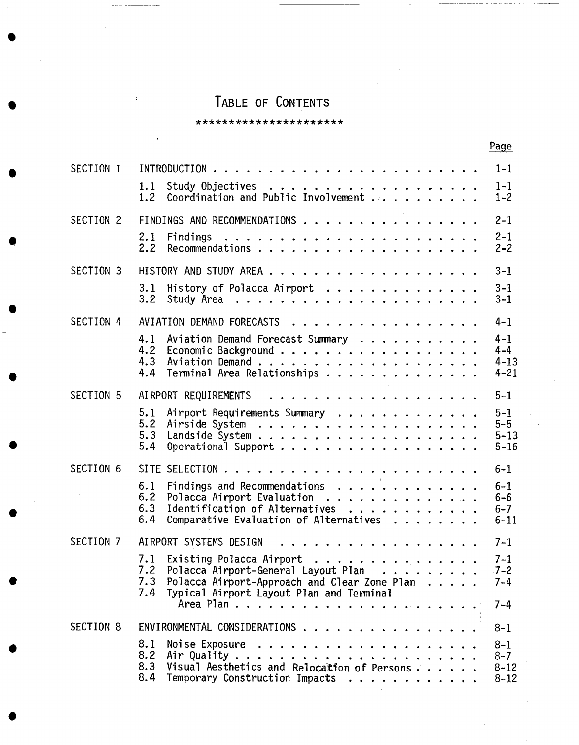# TABLE OF CONTENTS

**********************

| | | Page |
|---|---|---|
| SECTION 1 | INTRODUCTION | 1-1 |
| | 1.1 Study Objectives | 1-1 |
| | 1.2 Coordination and Public Involvement | 1-2 |
| SECTION 2 | FINDINGS AND RECOMMENDATIONS | 2-1 |
| | 2.1 Findings | 2-1 |
| | 2.2 Recommendations | 2-2 |
| SECTION 3 | HISTORY AND STUDY AREA | 3-1 |
| | 3.1 History of Polacca Airport | 3-1 |
| | 3.2 Study Area | 3-1 |
| SECTION 4 | AVIATION DEMAND FORECASTS | 4-1 |
| | 4.1 Aviation Demand Forecast Summary | 4-1 |
| | 4.2 Economic Background | 4-4 |
| | 4.3 Aviation Demand | 4-13 |
| | 4.4 Terminal Area Relationships | 4-21 |
| SECTION 5 | AIRPORT REQUIREMENTS | 5-1 |
| | 5.1 Airport Requirements Summary | 5-1 |
| | 5.2 Airside System | 5-5 |
| | 5.3 Landside System | 5-13 |
| | 5.4 Operational Support | 5-16 |
| SECTION 6 | SITE SELECTION | 6-1 |
| | 6.1 Findings and Recommendations | 6-1 |
| | 6.2 Polacca Airport Evaluation | 6-6 |
| | 6.3 Identification of Alternatives | 6-7 |
| | 6.4 Comparative Evaluation of Alternatives | 6-11 |
| SECTION 7 | AIRPORT SYSTEMS DESIGN | 7-1 |
| | 7.1 Existing Polacca Airport | 7-1 |
| | 7.2 Polacca Airport-General Layout Plan | 7-2 |
| | 7.3 Polacca Airport-Approach and Clear Zone Plan | 7-4 |
| | 7.4 Typical Airport Layout Plan and Terminal Area Plan | 7-4 |
| SECTION 8 | ENVIRONMENTAL CONSIDERATIONS | 8-1 |
| | 8.1 Noise Exposure | 8-1 |
| | 8.2 Air Quality | 8-7 |
| | 8.3 Visual Aesthetics and Relocation of Persons | 8-12 |
| | 8.4 Temporary Construction Impacts | 8-12 |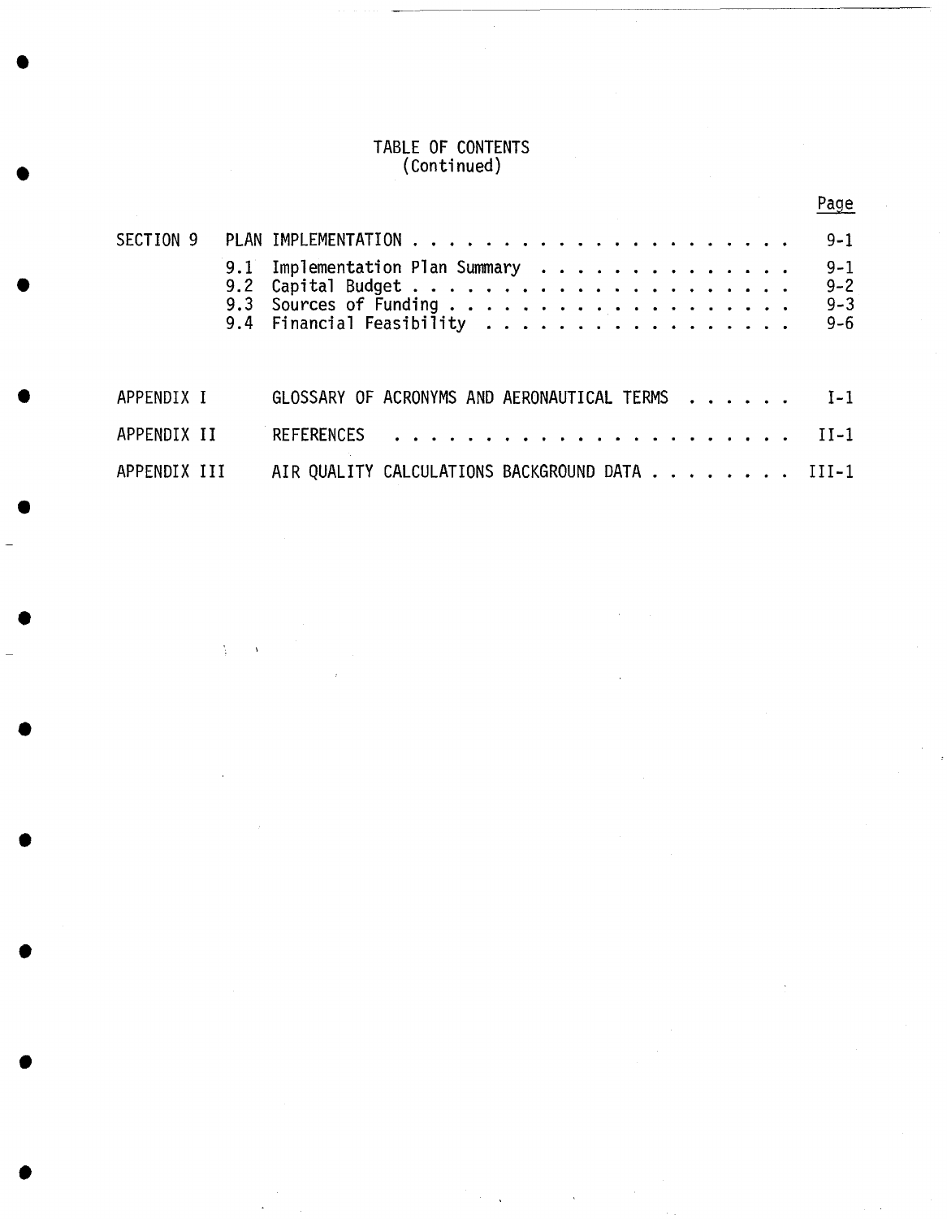# TABLE OF CONTENTS
(Continued)

| | | Page |
|---|---|---|
| SECTION 9 | PLAN IMPLEMENTATION | 9-1 |
| | 9.1 Implementation Plan Summary | 9-1 |
| | 9.2 Capital Budget | 9-2 |
| | 9.3 Sources of Funding | 9-3 |
| | 9.4 Financial Feasibility | 9-6 |
| APPENDIX I | GLOSSARY OF ACRONYMS AND AERONAUTICAL TERMS | I-1 |
| APPENDIX II | REFERENCES | II-1 |
| APPENDIX III | AIR QUALITY CALCULATIONS BACKGROUND DATA | III-1 |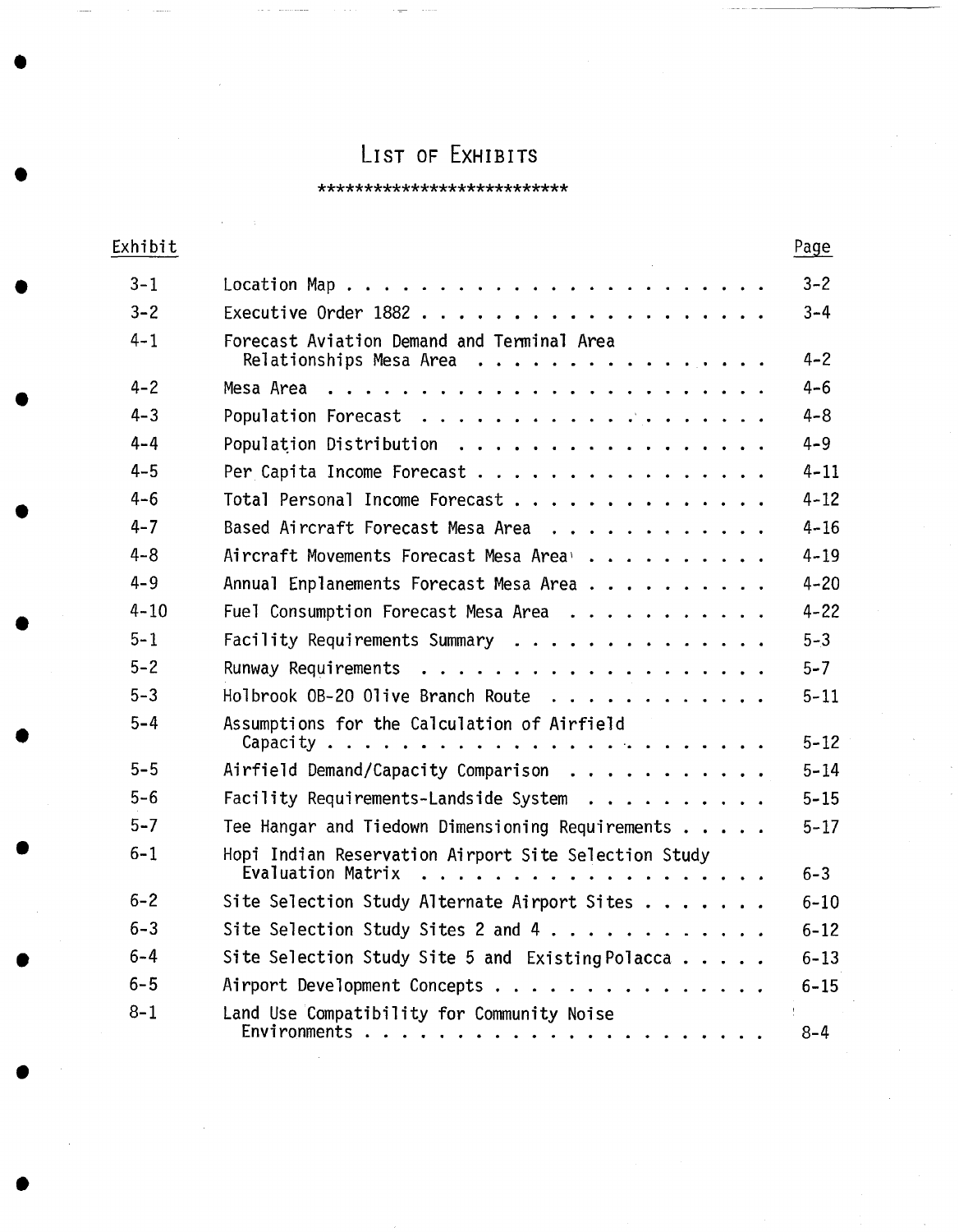# LIST OF EXHIBITS

***************************

| Exhibit | | Page |
|---|---|---|
| 3-1 | Location Map | 3-2 |
| 3-2 | Executive Order 1882 | 3-4 |
| 4-1 | Forecast Aviation Demand and Terminal Area Relationships Mesa Area | 4-2 |
| 4-2 | Mesa Area | 4-6 |
| 4-3 | Population Forecast | 4-8 |
| 4-4 | Population Distribution | 4-9 |
| 4-5 | Per Capita Income Forecast | 4-11 |
| 4-6 | Total Personal Income Forecast | 4-12 |
| 4-7 | Based Aircraft Forecast Mesa Area | 4-16 |
| 4-8 | Aircraft Movements Forecast Mesa Area | 4-19 |
| 4-9 | Annual Enplanements Forecast Mesa Area | 4-20 |
| 4-10 | Fuel Consumption Forecast Mesa Area | 4-22 |
| 5-1 | Facility Requirements Summary | 5-3 |
| 5-2 | Runway Requirements | 5-7 |
| 5-3 | Holbrook OB-20 Olive Branch Route | 5-11 |
| 5-4 | Assumptions for the Calculation of Airfield Capacity | 5-12 |
| 5-5 | Airfield Demand/Capacity Comparison | 5-14 |
| 5-6 | Facility Requirements-Landside System | 5-15 |
| 5-7 | Tee Hangar and Tiedown Dimensioning Requirements | 5-17 |
| 6-1 | Hopi Indian Reservation Airport Site Selection Study Evaluation Matrix | 6-3 |
| 6-2 | Site Selection Study Alternate Airport Sites | 6-10 |
| 6-3 | Site Selection Study Sites 2 and 4 | 6-12 |
| 6-4 | Site Selection Study Site 5 and Existing Polacca | 6-13 |
| 6-5 | Airport Development Concepts | 6-15 |
| 8-1 | Land Use Compatibility for Community Noise Environments | 8-4 |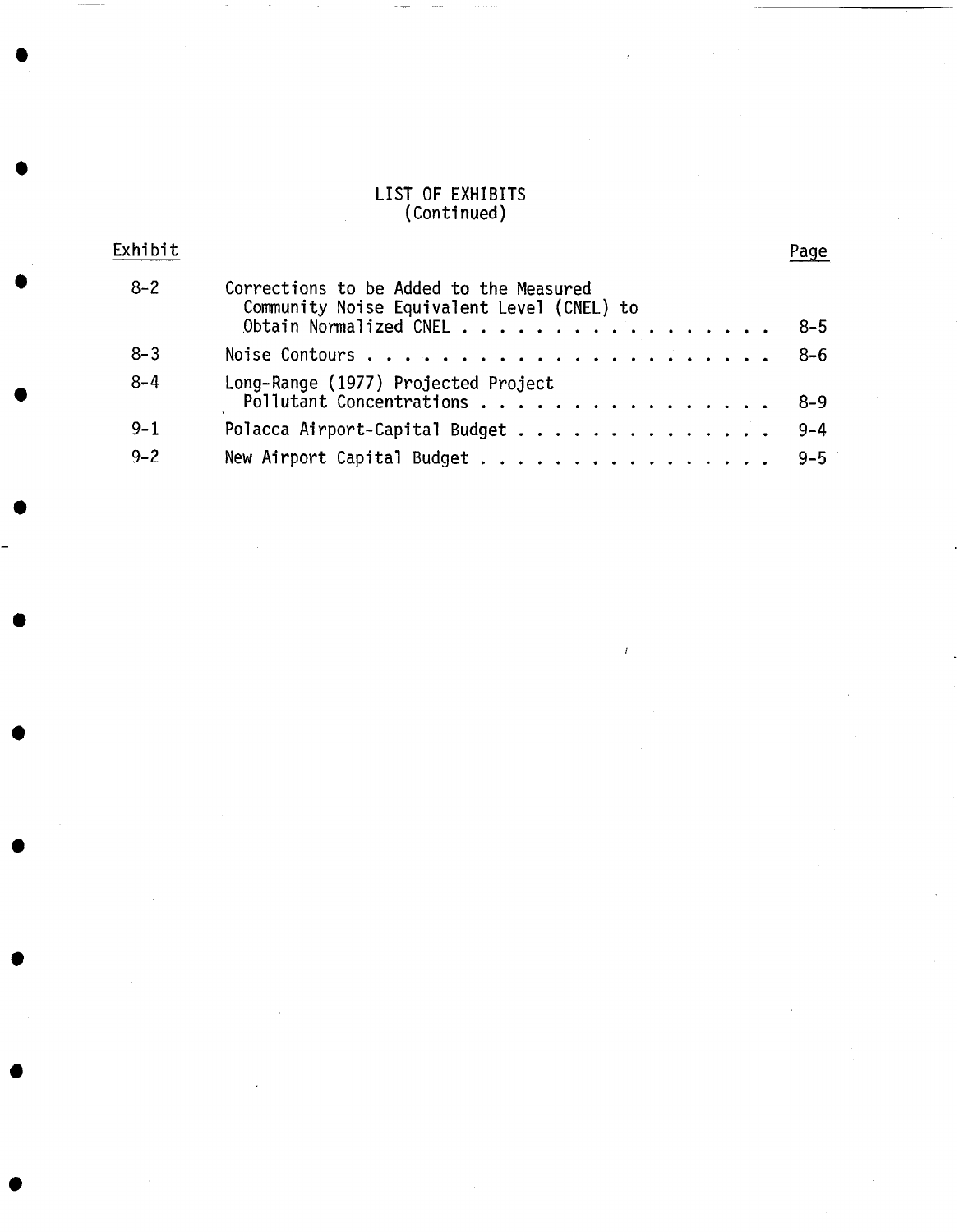# LIST OF EXHIBITS
(Continued)

| Exhibit | | Page |
|---|---|---|
| 8-2 | Corrections to be Added to the Measured Community Noise Equivalent Level (CNEL) to Obtain Normalized CNEL | 8-5 |
| 8-3 | Noise Contours | 8-6 |
| 8-4 | Long-Range (1977) Projected Project Pollutant Concentrations | 8-9 |
| 9-1 | Polacca Airport-Capital Budget | 9-4 |
| 9-2 | New Airport Capital Budget | 9-5 |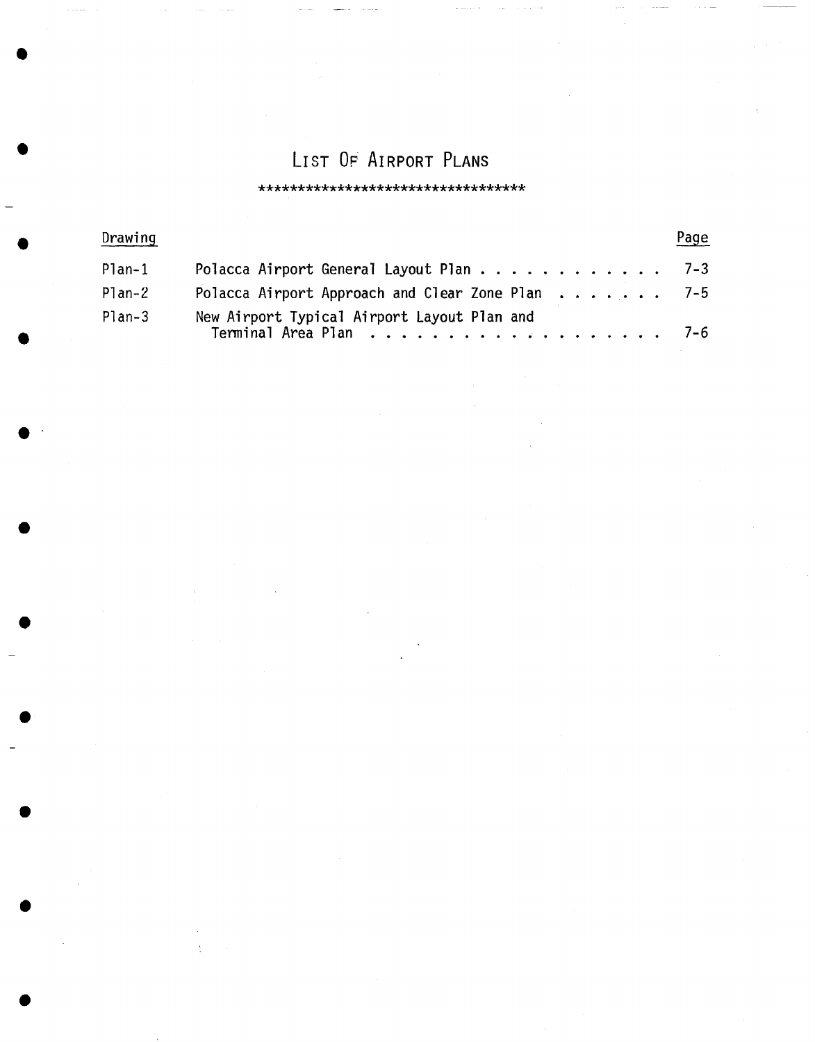# List Of Airport Plans

**********************************

| Drawing | | Page |
| --- | --- | --- |
| Plan-1 | Polacca Airport General Layout Plan | 7-3 |
| Plan-2 | Polacca Airport Approach and Clear Zone Plan | 7-5 |
| Plan-3 | New Airport Typical Airport Layout Plan and Terminal Area Plan | 7-6 |